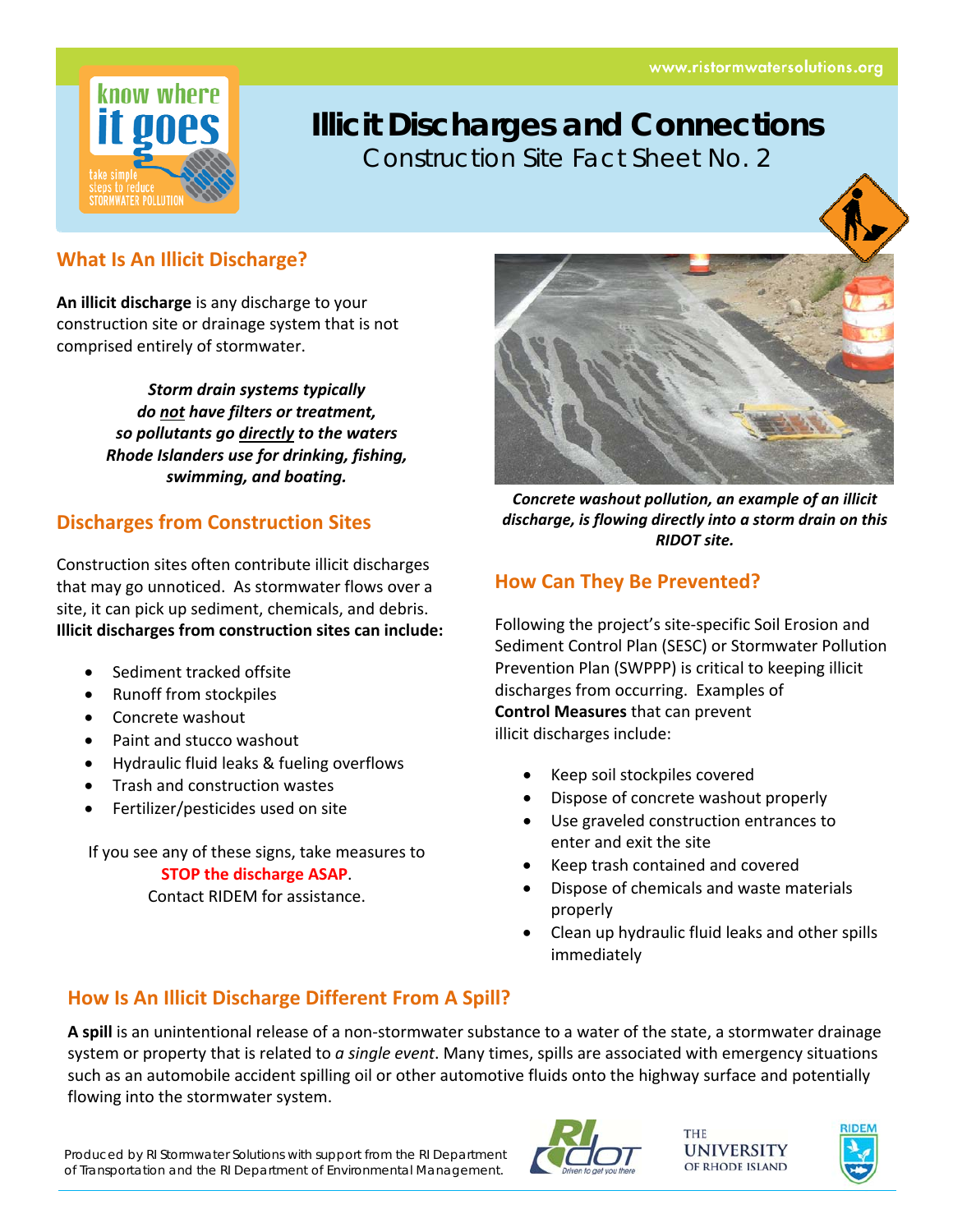# Illicit Discharges and Connections

Construction Site Fact Sheet No. 2

know where it goes — take simple steps to reduce STORMWATER POLLUTION

www.ristormwatersolutions.org

## What Is An Illicit Discharge?

**An illicit discharge** is any discharge to your construction site or drainage system that is not comprised entirely of stormwater.

***Storm drain systems typically do not have filters or treatment, so pollutants go directly to the waters Rhode Islanders use for drinking, fishing, swimming, and boating.***

## Discharges from Construction Sites

Construction sites often contribute illicit discharges that may go unnoticed. As stormwater flows over a site, it can pick up sediment, chemicals, and debris. **Illicit discharges from construction sites can include:**

- Sediment tracked offsite
- Runoff from stockpiles
- Concrete washout
- Paint and stucco washout
- Hydraulic fluid leaks & fueling overflows
- Trash and construction wastes
- Fertilizer/pesticides used on site

If you see any of these signs, take measures to **STOP the discharge ASAP**.
Contact RIDEM for assistance.

***Concrete washout pollution, an example of an illicit discharge, is flowing directly into a storm drain on this RIDOT site.***

## How Can They Be Prevented?

Following the project's site-specific Soil Erosion and Sediment Control Plan (SESC) or Stormwater Pollution Prevention Plan (SWPPP) is critical to keeping illicit discharges from occurring. Examples of **Control Measures** that can prevent illicit discharges include:

- Keep soil stockpiles covered
- Dispose of concrete washout properly
- Use graveled construction entrances to enter and exit the site
- Keep trash contained and covered
- Dispose of chemicals and waste materials properly
- Clean up hydraulic fluid leaks and other spills immediately

## How Is An Illicit Discharge Different From A Spill?

**A spill** is an unintentional release of a non-stormwater substance to a water of the state, a stormwater drainage system or property that is related to *a single event*. Many times, spills are associated with emergency situations such as an automobile accident spilling oil or other automotive fluids onto the highway surface and potentially flowing into the stormwater system.

Produced by RI Stormwater Solutions with support from the RI Department of Transportation and the RI Department of Environmental Management.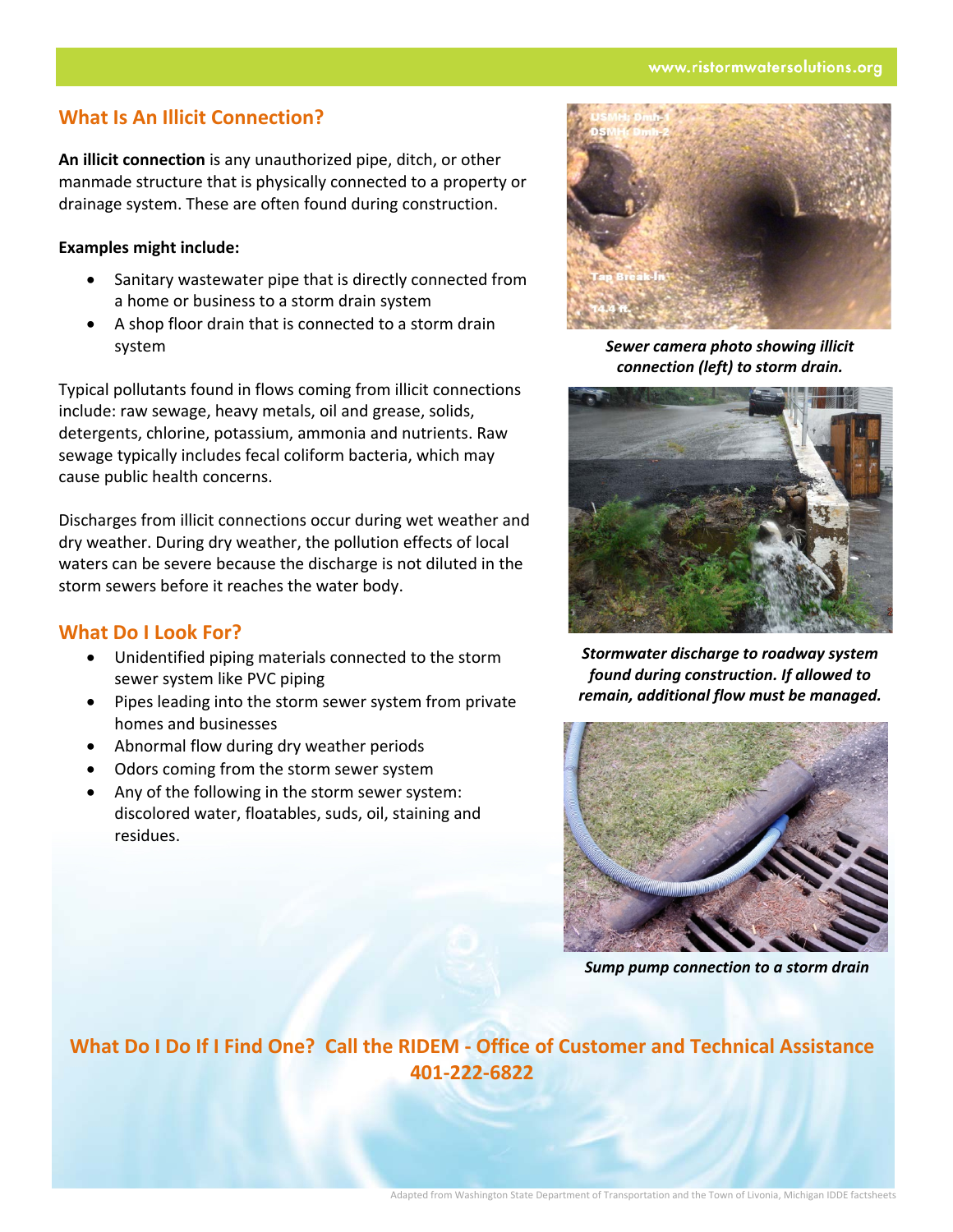## What Is An Illicit Connection?

**An illicit connection** is any unauthorized pipe, ditch, or other manmade structure that is physically connected to a property or drainage system. These are often found during construction.

**Examples might include:**

- Sanitary wastewater pipe that is directly connected from a home or business to a storm drain system
- A shop floor drain that is connected to a storm drain system

Typical pollutants found in flows coming from illicit connections include: raw sewage, heavy metals, oil and grease, solids, detergents, chlorine, potassium, ammonia and nutrients. Raw sewage typically includes fecal coliform bacteria, which may cause public health concerns.

Discharges from illicit connections occur during wet weather and dry weather. During dry weather, the pollution effects of local waters can be severe because the discharge is not diluted in the storm sewers before it reaches the water body.

*Sewer camera photo showing illicit connection (left) to storm drain.*

*Stormwater discharge to roadway system found during construction. If allowed to remain, additional flow must be managed.*

*Sump pump connection to a storm drain*

## What Do I Look For?

- Unidentified piping materials connected to the storm sewer system like PVC piping
- Pipes leading into the storm sewer system from private homes and businesses
- Abnormal flow during dry weather periods
- Odors coming from the storm sewer system
- Any of the following in the storm sewer system: discolored water, floatables, suds, oil, staining and residues.

## What Do I Do If I Find One? Call the RIDEM - Office of Customer and Technical Assistance 401-222-6822

Adapted from Washington State Department of Transportation and the Town of Livonia, Michigan IDDE factsheets